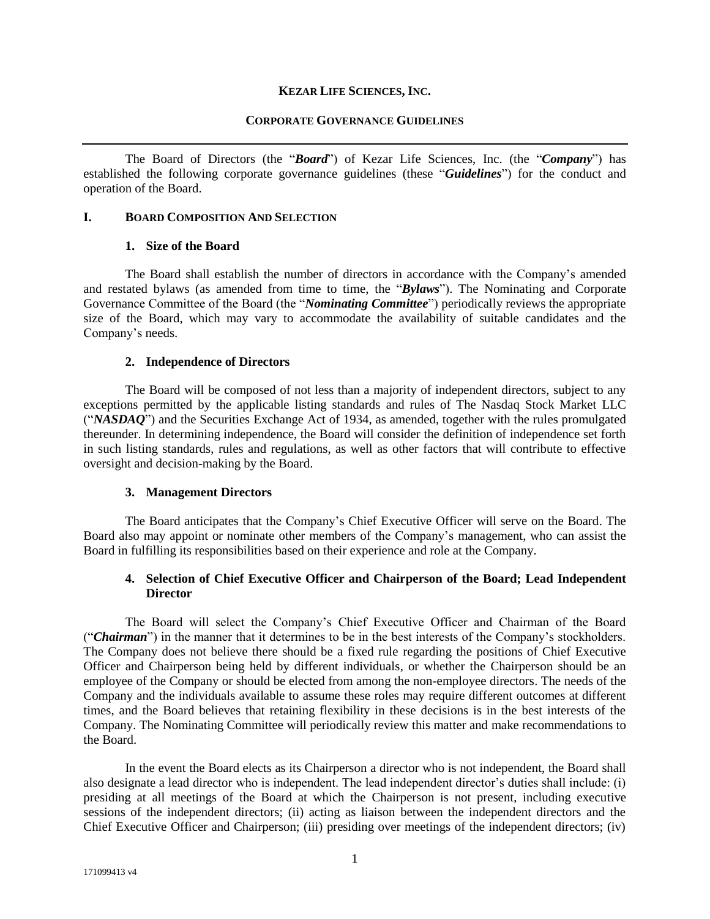# KEZAR LIFE SCIENCES, INC.

## CORPORATE GOVERNANCE GUIDELINES

---

The Board of Directors (the "***Board***") of Kezar Life Sciences, Inc. (the "***Company***") has established the following corporate governance guidelines (these "***Guidelines***") for the conduct and operation of the Board.

## I. BOARD COMPOSITION AND SELECTION

### 1. Size of the Board

The Board shall establish the number of directors in accordance with the Company's amended and restated bylaws (as amended from time to time, the "***Bylaws***"). The Nominating and Corporate Governance Committee of the Board (the "***Nominating Committee***") periodically reviews the appropriate size of the Board, which may vary to accommodate the availability of suitable candidates and the Company's needs.

### 2. Independence of Directors

The Board will be composed of not less than a majority of independent directors, subject to any exceptions permitted by the applicable listing standards and rules of The Nasdaq Stock Market LLC ("***NASDAQ***") and the Securities Exchange Act of 1934, as amended, together with the rules promulgated thereunder. In determining independence, the Board will consider the definition of independence set forth in such listing standards, rules and regulations, as well as other factors that will contribute to effective oversight and decision-making by the Board.

### 3. Management Directors

The Board anticipates that the Company's Chief Executive Officer will serve on the Board. The Board also may appoint or nominate other members of the Company's management, who can assist the Board in fulfilling its responsibilities based on their experience and role at the Company.

### 4. Selection of Chief Executive Officer and Chairperson of the Board; Lead Independent Director

The Board will select the Company's Chief Executive Officer and Chairman of the Board ("***Chairman***") in the manner that it determines to be in the best interests of the Company's stockholders. The Company does not believe there should be a fixed rule regarding the positions of Chief Executive Officer and Chairperson being held by different individuals, or whether the Chairperson should be an employee of the Company or should be elected from among the non-employee directors. The needs of the Company and the individuals available to assume these roles may require different outcomes at different times, and the Board believes that retaining flexibility in these decisions is in the best interests of the Company. The Nominating Committee will periodically review this matter and make recommendations to the Board.

In the event the Board elects as its Chairperson a director who is not independent, the Board shall also designate a lead director who is independent. The lead independent director's duties shall include: (i) presiding at all meetings of the Board at which the Chairperson is not present, including executive sessions of the independent directors; (ii) acting as liaison between the independent directors and the Chief Executive Officer and Chairperson; (iii) presiding over meetings of the independent directors; (iv)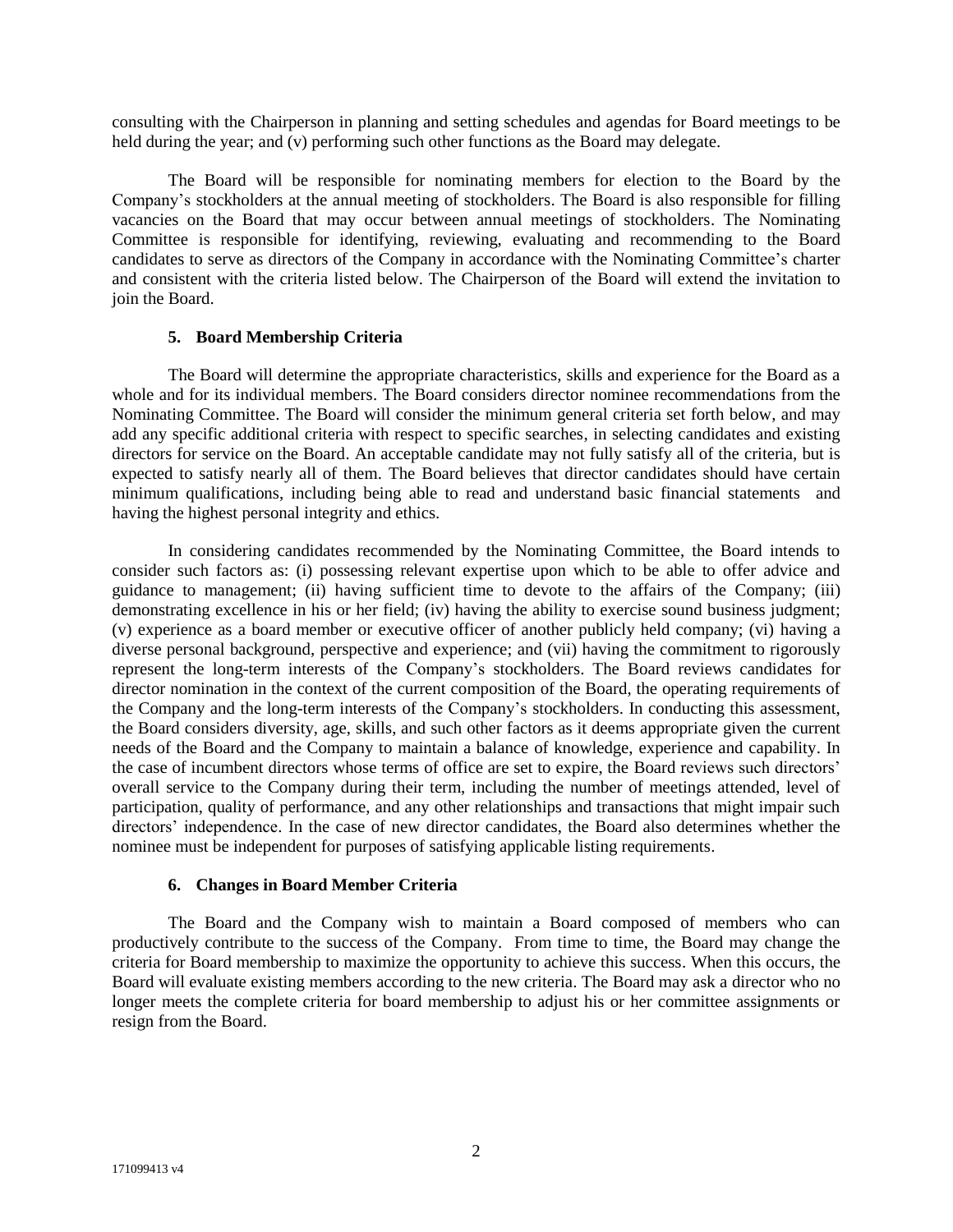consulting with the Chairperson in planning and setting schedules and agendas for Board meetings to be held during the year; and (v) performing such other functions as the Board may delegate.

The Board will be responsible for nominating members for election to the Board by the Company's stockholders at the annual meeting of stockholders. The Board is also responsible for filling vacancies on the Board that may occur between annual meetings of stockholders. The Nominating Committee is responsible for identifying, reviewing, evaluating and recommending to the Board candidates to serve as directors of the Company in accordance with the Nominating Committee's charter and consistent with the criteria listed below. The Chairperson of the Board will extend the invitation to join the Board.

### 5. Board Membership Criteria

The Board will determine the appropriate characteristics, skills and experience for the Board as a whole and for its individual members. The Board considers director nominee recommendations from the Nominating Committee. The Board will consider the minimum general criteria set forth below, and may add any specific additional criteria with respect to specific searches, in selecting candidates and existing directors for service on the Board. An acceptable candidate may not fully satisfy all of the criteria, but is expected to satisfy nearly all of them. The Board believes that director candidates should have certain minimum qualifications, including being able to read and understand basic financial statements and having the highest personal integrity and ethics.

In considering candidates recommended by the Nominating Committee, the Board intends to consider such factors as: (i) possessing relevant expertise upon which to be able to offer advice and guidance to management; (ii) having sufficient time to devote to the affairs of the Company; (iii) demonstrating excellence in his or her field; (iv) having the ability to exercise sound business judgment; (v) experience as a board member or executive officer of another publicly held company; (vi) having a diverse personal background, perspective and experience; and (vii) having the commitment to rigorously represent the long-term interests of the Company's stockholders. The Board reviews candidates for director nomination in the context of the current composition of the Board, the operating requirements of the Company and the long-term interests of the Company's stockholders. In conducting this assessment, the Board considers diversity, age, skills, and such other factors as it deems appropriate given the current needs of the Board and the Company to maintain a balance of knowledge, experience and capability. In the case of incumbent directors whose terms of office are set to expire, the Board reviews such directors' overall service to the Company during their term, including the number of meetings attended, level of participation, quality of performance, and any other relationships and transactions that might impair such directors' independence. In the case of new director candidates, the Board also determines whether the nominee must be independent for purposes of satisfying applicable listing requirements.

### 6. Changes in Board Member Criteria

The Board and the Company wish to maintain a Board composed of members who can productively contribute to the success of the Company. From time to time, the Board may change the criteria for Board membership to maximize the opportunity to achieve this success. When this occurs, the Board will evaluate existing members according to the new criteria. The Board may ask a director who no longer meets the complete criteria for board membership to adjust his or her committee assignments or resign from the Board.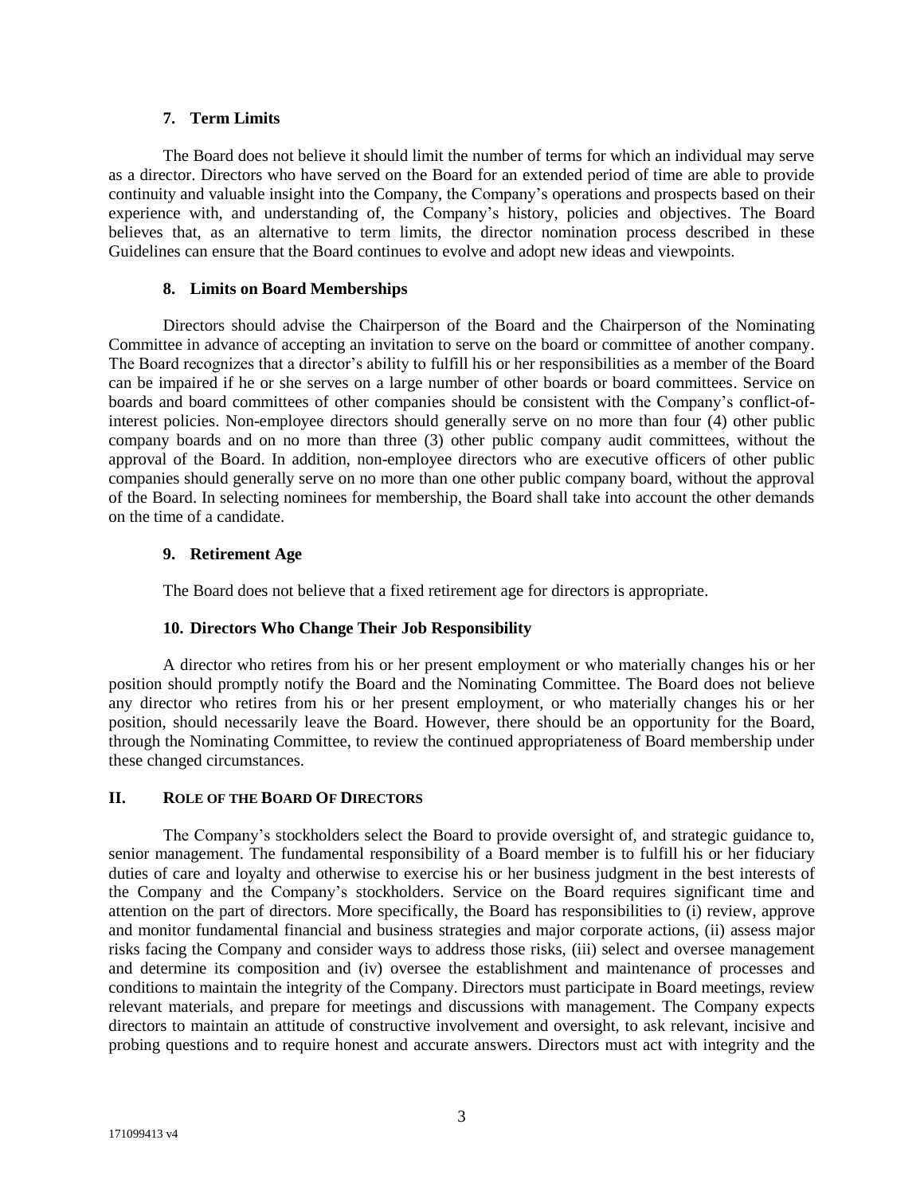### 7. Term Limits

The Board does not believe it should limit the number of terms for which an individual may serve as a director. Directors who have served on the Board for an extended period of time are able to provide continuity and valuable insight into the Company, the Company's operations and prospects based on their experience with, and understanding of, the Company's history, policies and objectives. The Board believes that, as an alternative to term limits, the director nomination process described in these Guidelines can ensure that the Board continues to evolve and adopt new ideas and viewpoints.

### 8. Limits on Board Memberships

Directors should advise the Chairperson of the Board and the Chairperson of the Nominating Committee in advance of accepting an invitation to serve on the board or committee of another company. The Board recognizes that a director's ability to fulfill his or her responsibilities as a member of the Board can be impaired if he or she serves on a large number of other boards or board committees. Service on boards and board committees of other companies should be consistent with the Company's conflict-of-interest policies. Non-employee directors should generally serve on no more than four (4) other public company boards and on no more than three (3) other public company audit committees, without the approval of the Board. In addition, non-employee directors who are executive officers of other public companies should generally serve on no more than one other public company board, without the approval of the Board. In selecting nominees for membership, the Board shall take into account the other demands on the time of a candidate.

### 9. Retirement Age

The Board does not believe that a fixed retirement age for directors is appropriate.

### 10. Directors Who Change Their Job Responsibility

A director who retires from his or her present employment or who materially changes his or her position should promptly notify the Board and the Nominating Committee. The Board does not believe any director who retires from his or her present employment, or who materially changes his or her position, should necessarily leave the Board. However, there should be an opportunity for the Board, through the Nominating Committee, to review the continued appropriateness of Board membership under these changed circumstances.

## II. ROLE OF THE BOARD OF DIRECTORS

The Company's stockholders select the Board to provide oversight of, and strategic guidance to, senior management. The fundamental responsibility of a Board member is to fulfill his or her fiduciary duties of care and loyalty and otherwise to exercise his or her business judgment in the best interests of the Company and the Company's stockholders. Service on the Board requires significant time and attention on the part of directors. More specifically, the Board has responsibilities to (i) review, approve and monitor fundamental financial and business strategies and major corporate actions, (ii) assess major risks facing the Company and consider ways to address those risks, (iii) select and oversee management and determine its composition and (iv) oversee the establishment and maintenance of processes and conditions to maintain the integrity of the Company. Directors must participate in Board meetings, review relevant materials, and prepare for meetings and discussions with management. The Company expects directors to maintain an attitude of constructive involvement and oversight, to ask relevant, incisive and probing questions and to require honest and accurate answers. Directors must act with integrity and the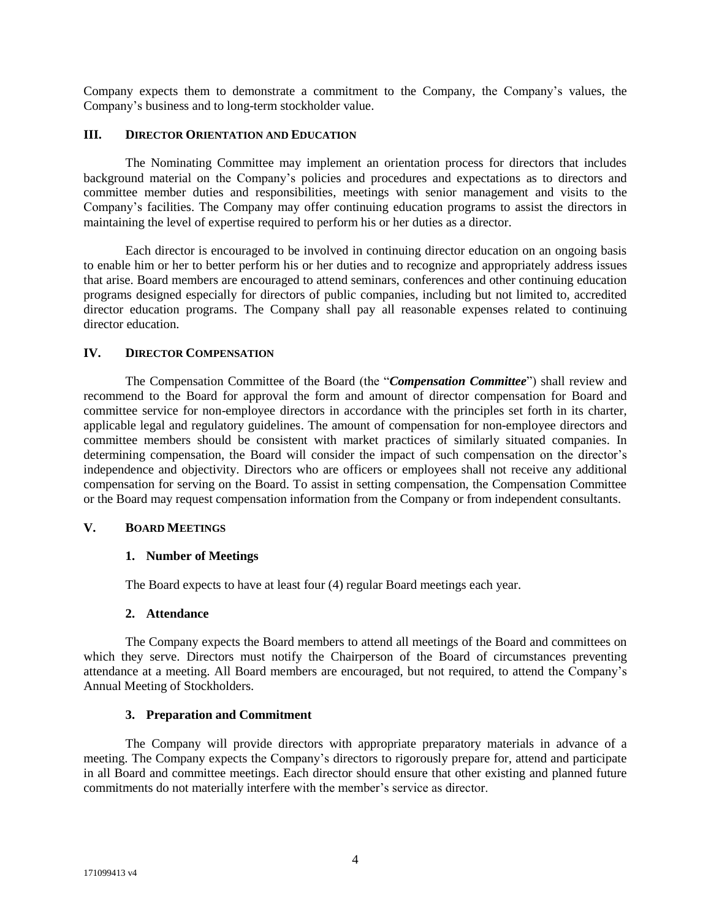Company expects them to demonstrate a commitment to the Company, the Company's values, the Company's business and to long-term stockholder value.

## III. Director Orientation and Education

The Nominating Committee may implement an orientation process for directors that includes background material on the Company's policies and procedures and expectations as to directors and committee member duties and responsibilities, meetings with senior management and visits to the Company's facilities. The Company may offer continuing education programs to assist the directors in maintaining the level of expertise required to perform his or her duties as a director.

Each director is encouraged to be involved in continuing director education on an ongoing basis to enable him or her to better perform his or her duties and to recognize and appropriately address issues that arise. Board members are encouraged to attend seminars, conferences and other continuing education programs designed especially for directors of public companies, including but not limited to, accredited director education programs. The Company shall pay all reasonable expenses related to continuing director education.

## IV. Director Compensation

The Compensation Committee of the Board (the "***Compensation Committee***") shall review and recommend to the Board for approval the form and amount of director compensation for Board and committee service for non-employee directors in accordance with the principles set forth in its charter, applicable legal and regulatory guidelines. The amount of compensation for non-employee directors and committee members should be consistent with market practices of similarly situated companies. In determining compensation, the Board will consider the impact of such compensation on the director's independence and objectivity. Directors who are officers or employees shall not receive any additional compensation for serving on the Board. To assist in setting compensation, the Compensation Committee or the Board may request compensation information from the Company or from independent consultants.

## V. Board Meetings

### 1. Number of Meetings

The Board expects to have at least four (4) regular Board meetings each year.

### 2. Attendance

The Company expects the Board members to attend all meetings of the Board and committees on which they serve. Directors must notify the Chairperson of the Board of circumstances preventing attendance at a meeting. All Board members are encouraged, but not required, to attend the Company's Annual Meeting of Stockholders.

### 3. Preparation and Commitment

The Company will provide directors with appropriate preparatory materials in advance of a meeting. The Company expects the Company's directors to rigorously prepare for, attend and participate in all Board and committee meetings. Each director should ensure that other existing and planned future commitments do not materially interfere with the member's service as director.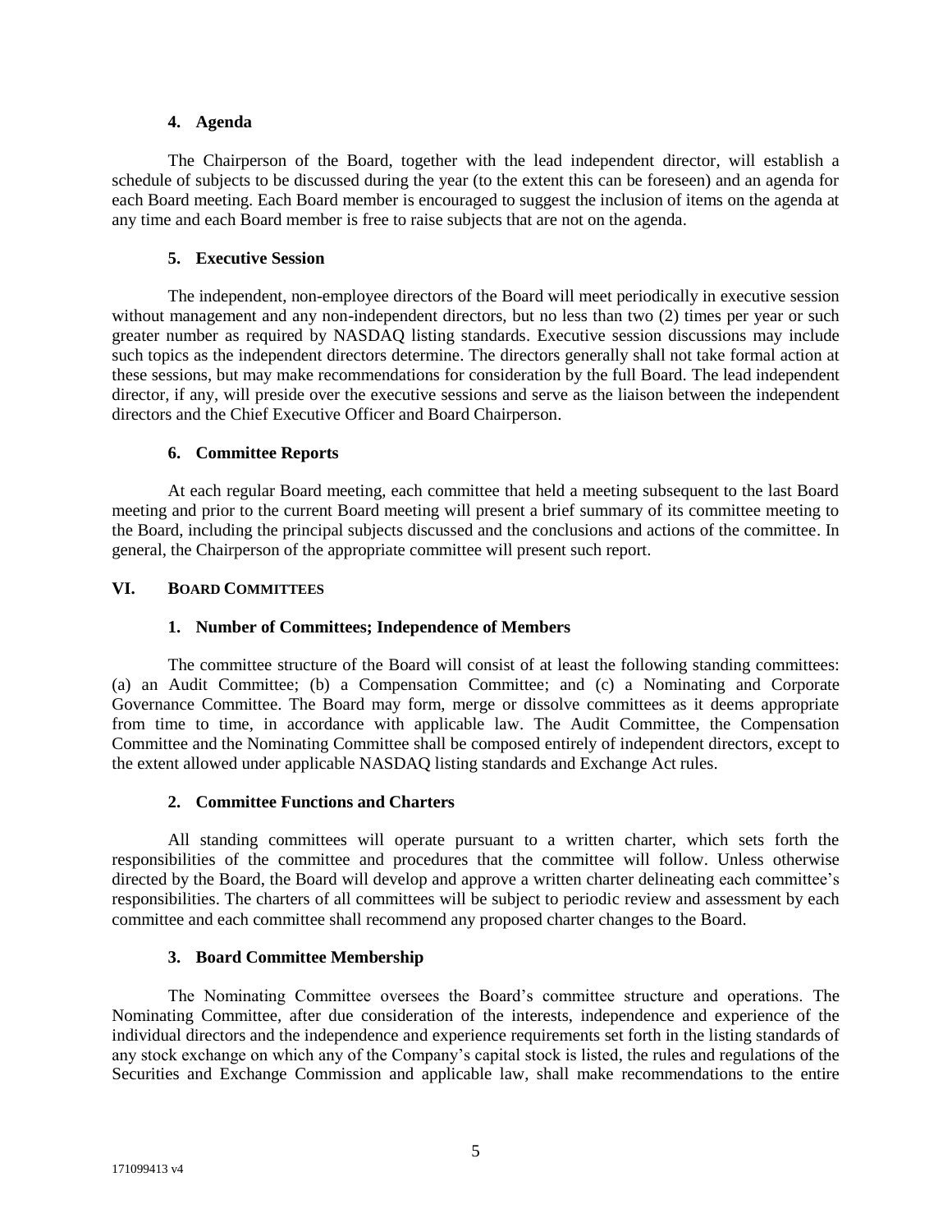### 4. Agenda

The Chairperson of the Board, together with the lead independent director, will establish a schedule of subjects to be discussed during the year (to the extent this can be foreseen) and an agenda for each Board meeting. Each Board member is encouraged to suggest the inclusion of items on the agenda at any time and each Board member is free to raise subjects that are not on the agenda.

### 5. Executive Session

The independent, non-employee directors of the Board will meet periodically in executive session without management and any non-independent directors, but no less than two (2) times per year or such greater number as required by NASDAQ listing standards. Executive session discussions may include such topics as the independent directors determine. The directors generally shall not take formal action at these sessions, but may make recommendations for consideration by the full Board. The lead independent director, if any, will preside over the executive sessions and serve as the liaison between the independent directors and the Chief Executive Officer and Board Chairperson.

### 6. Committee Reports

At each regular Board meeting, each committee that held a meeting subsequent to the last Board meeting and prior to the current Board meeting will present a brief summary of its committee meeting to the Board, including the principal subjects discussed and the conclusions and actions of the committee. In general, the Chairperson of the appropriate committee will present such report.

## VI. BOARD COMMITTEES

### 1. Number of Committees; Independence of Members

The committee structure of the Board will consist of at least the following standing committees: (a) an Audit Committee; (b) a Compensation Committee; and (c) a Nominating and Corporate Governance Committee. The Board may form, merge or dissolve committees as it deems appropriate from time to time, in accordance with applicable law. The Audit Committee, the Compensation Committee and the Nominating Committee shall be composed entirely of independent directors, except to the extent allowed under applicable NASDAQ listing standards and Exchange Act rules.

### 2. Committee Functions and Charters

All standing committees will operate pursuant to a written charter, which sets forth the responsibilities of the committee and procedures that the committee will follow. Unless otherwise directed by the Board, the Board will develop and approve a written charter delineating each committee's responsibilities. The charters of all committees will be subject to periodic review and assessment by each committee and each committee shall recommend any proposed charter changes to the Board.

### 3. Board Committee Membership

The Nominating Committee oversees the Board's committee structure and operations. The Nominating Committee, after due consideration of the interests, independence and experience of the individual directors and the independence and experience requirements set forth in the listing standards of any stock exchange on which any of the Company's capital stock is listed, the rules and regulations of the Securities and Exchange Commission and applicable law, shall make recommendations to the entire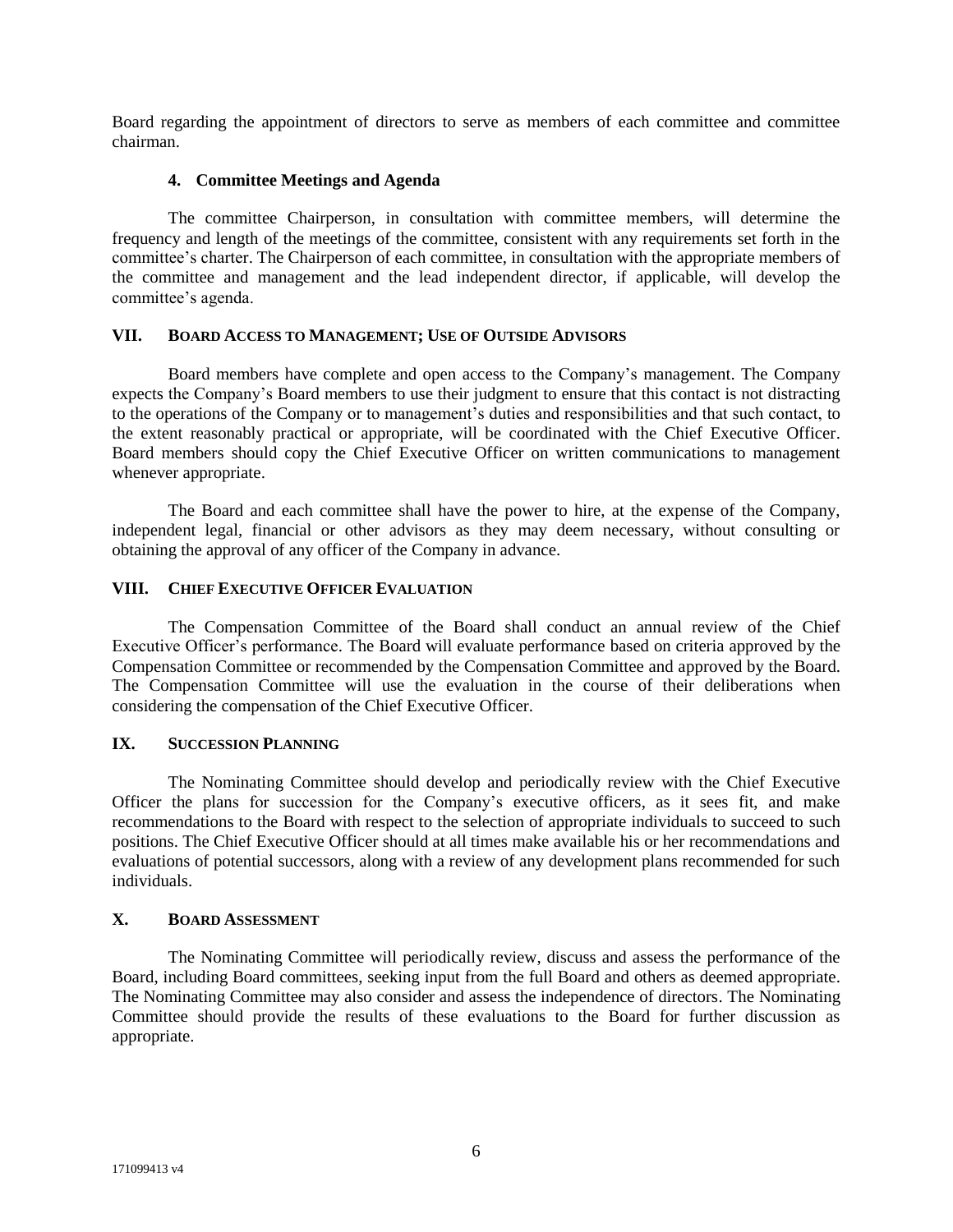Board regarding the appointment of directors to serve as members of each committee and committee chairman.

### 4. Committee Meetings and Agenda

The committee Chairperson, in consultation with committee members, will determine the frequency and length of the meetings of the committee, consistent with any requirements set forth in the committee's charter. The Chairperson of each committee, in consultation with the appropriate members of the committee and management and the lead independent director, if applicable, will develop the committee's agenda.

## VII. BOARD ACCESS TO MANAGEMENT; USE OF OUTSIDE ADVISORS

Board members have complete and open access to the Company's management. The Company expects the Company's Board members to use their judgment to ensure that this contact is not distracting to the operations of the Company or to management's duties and responsibilities and that such contact, to the extent reasonably practical or appropriate, will be coordinated with the Chief Executive Officer. Board members should copy the Chief Executive Officer on written communications to management whenever appropriate.

The Board and each committee shall have the power to hire, at the expense of the Company, independent legal, financial or other advisors as they may deem necessary, without consulting or obtaining the approval of any officer of the Company in advance.

## VIII. CHIEF EXECUTIVE OFFICER EVALUATION

The Compensation Committee of the Board shall conduct an annual review of the Chief Executive Officer's performance. The Board will evaluate performance based on criteria approved by the Compensation Committee or recommended by the Compensation Committee and approved by the Board. The Compensation Committee will use the evaluation in the course of their deliberations when considering the compensation of the Chief Executive Officer.

## IX. SUCCESSION PLANNING

The Nominating Committee should develop and periodically review with the Chief Executive Officer the plans for succession for the Company's executive officers, as it sees fit, and make recommendations to the Board with respect to the selection of appropriate individuals to succeed to such positions. The Chief Executive Officer should at all times make available his or her recommendations and evaluations of potential successors, along with a review of any development plans recommended for such individuals.

## X. BOARD ASSESSMENT

The Nominating Committee will periodically review, discuss and assess the performance of the Board, including Board committees, seeking input from the full Board and others as deemed appropriate. The Nominating Committee may also consider and assess the independence of directors. The Nominating Committee should provide the results of these evaluations to the Board for further discussion as appropriate.

171099413 v4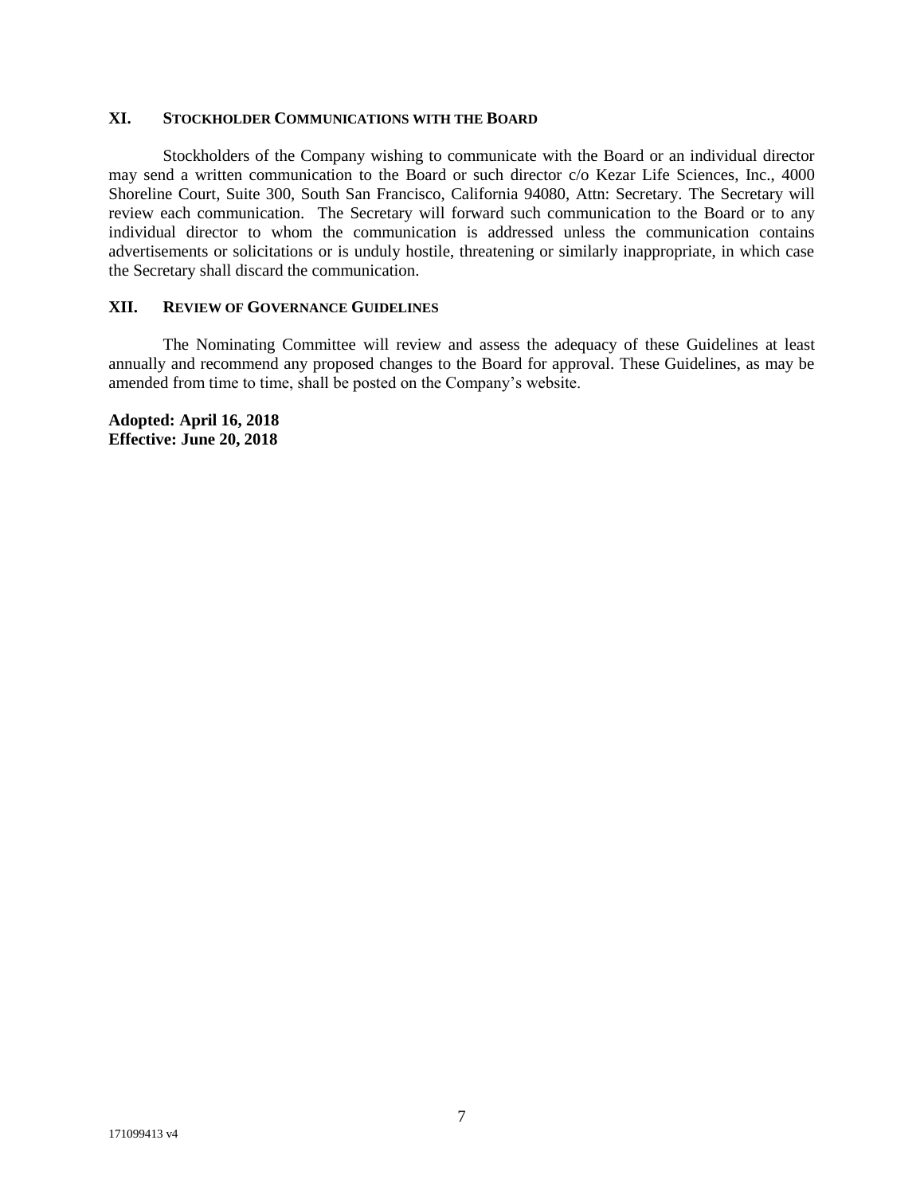## XI. STOCKHOLDER COMMUNICATIONS WITH THE BOARD

Stockholders of the Company wishing to communicate with the Board or an individual director may send a written communication to the Board or such director c/o Kezar Life Sciences, Inc., 4000 Shoreline Court, Suite 300, South San Francisco, California 94080, Attn: Secretary. The Secretary will review each communication. The Secretary will forward such communication to the Board or to any individual director to whom the communication is addressed unless the communication contains advertisements or solicitations or is unduly hostile, threatening or similarly inappropriate, in which case the Secretary shall discard the communication.

## XII. REVIEW OF GOVERNANCE GUIDELINES

The Nominating Committee will review and assess the adequacy of these Guidelines at least annually and recommend any proposed changes to the Board for approval. These Guidelines, as may be amended from time to time, shall be posted on the Company's website.

**Adopted: April 16, 2018**
**Effective: June 20, 2018**

171099413 v4